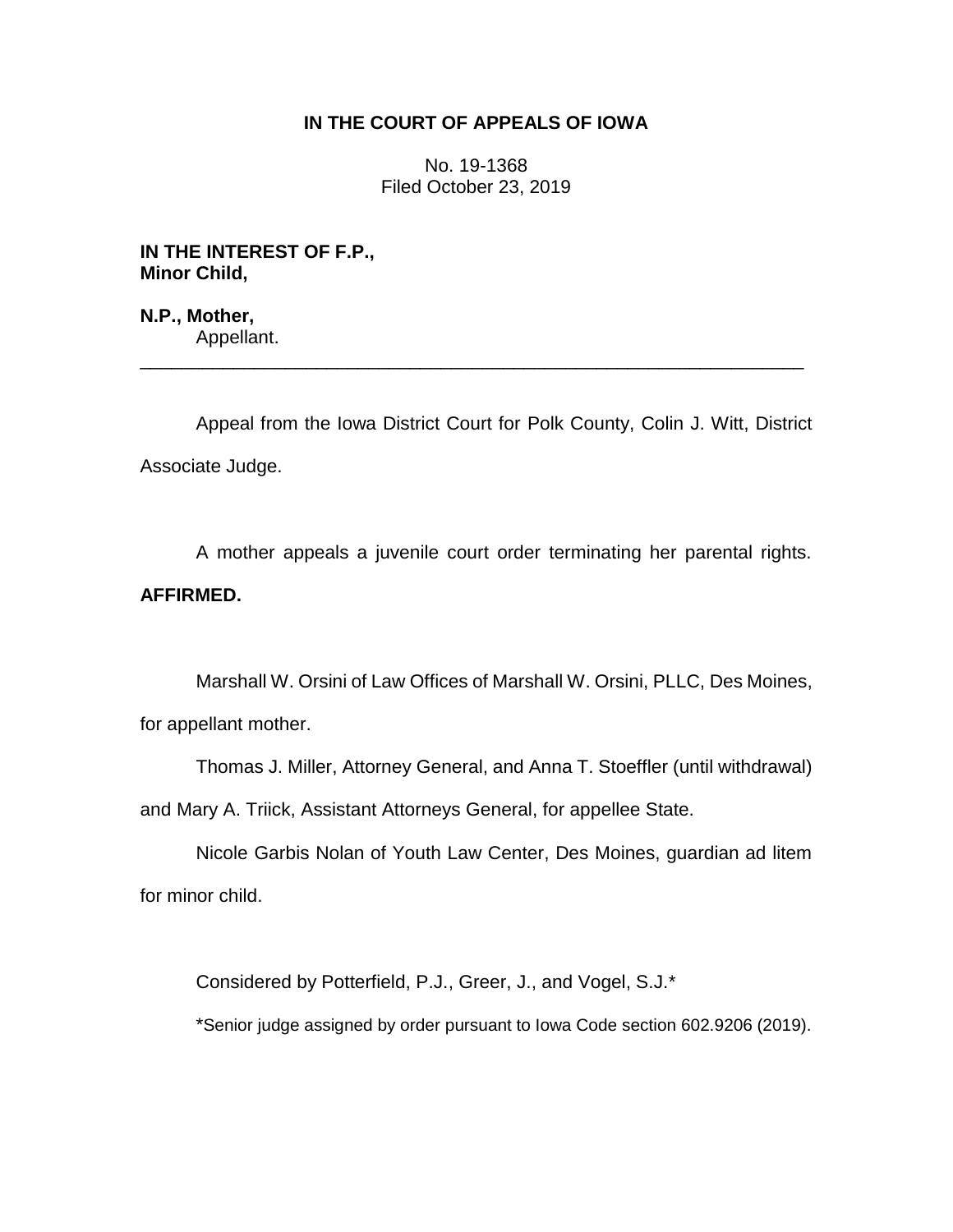# IN THE COURT OF APPEALS OF IOWA

No. 19-1368
Filed October 23, 2019

**IN THE INTEREST OF F.P.,**
**Minor Child,**

**N.P., Mother,**
Appellant.

---

Appeal from the Iowa District Court for Polk County, Colin J. Witt, District Associate Judge.

A mother appeals a juvenile court order terminating her parental rights. **AFFIRMED.**

Marshall W. Orsini of Law Offices of Marshall W. Orsini, PLLC, Des Moines, for appellant mother.

Thomas J. Miller, Attorney General, and Anna T. Stoeffler (until withdrawal) and Mary A. Triick, Assistant Attorneys General, for appellee State.

Nicole Garbis Nolan of Youth Law Center, Des Moines, guardian ad litem for minor child.

Considered by Potterfield, P.J., Greer, J., and Vogel, S.J.*

*Senior judge assigned by order pursuant to Iowa Code section 602.9206 (2019).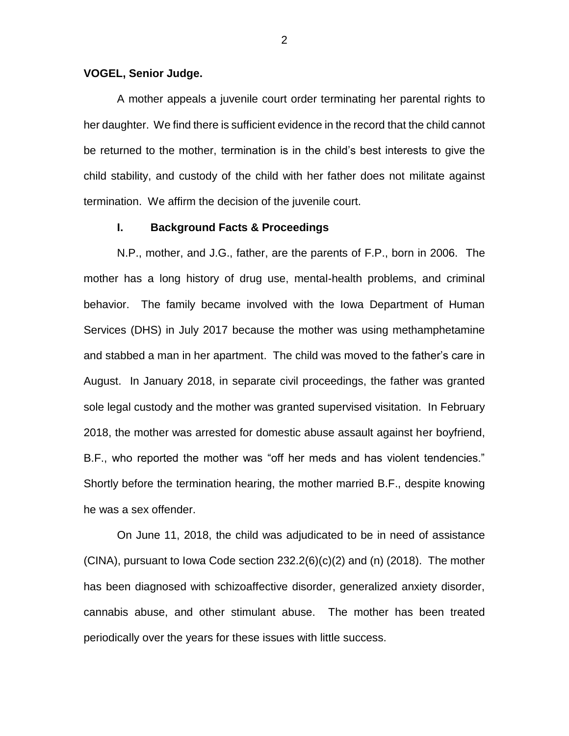**VOGEL, Senior Judge.**

A mother appeals a juvenile court order terminating her parental rights to her daughter. We find there is sufficient evidence in the record that the child cannot be returned to the mother, termination is in the child's best interests to give the child stability, and custody of the child with her father does not militate against termination. We affirm the decision of the juvenile court.

## I. Background Facts & Proceedings

N.P., mother, and J.G., father, are the parents of F.P., born in 2006. The mother has a long history of drug use, mental-health problems, and criminal behavior. The family became involved with the Iowa Department of Human Services (DHS) in July 2017 because the mother was using methamphetamine and stabbed a man in her apartment. The child was moved to the father's care in August. In January 2018, in separate civil proceedings, the father was granted sole legal custody and the mother was granted supervised visitation. In February 2018, the mother was arrested for domestic abuse assault against her boyfriend, B.F., who reported the mother was "off her meds and has violent tendencies." Shortly before the termination hearing, the mother married B.F., despite knowing he was a sex offender.

On June 11, 2018, the child was adjudicated to be in need of assistance (CINA), pursuant to Iowa Code section 232.2(6)(c)(2) and (n) (2018). The mother has been diagnosed with schizoaffective disorder, generalized anxiety disorder, cannabis abuse, and other stimulant abuse. The mother has been treated periodically over the years for these issues with little success.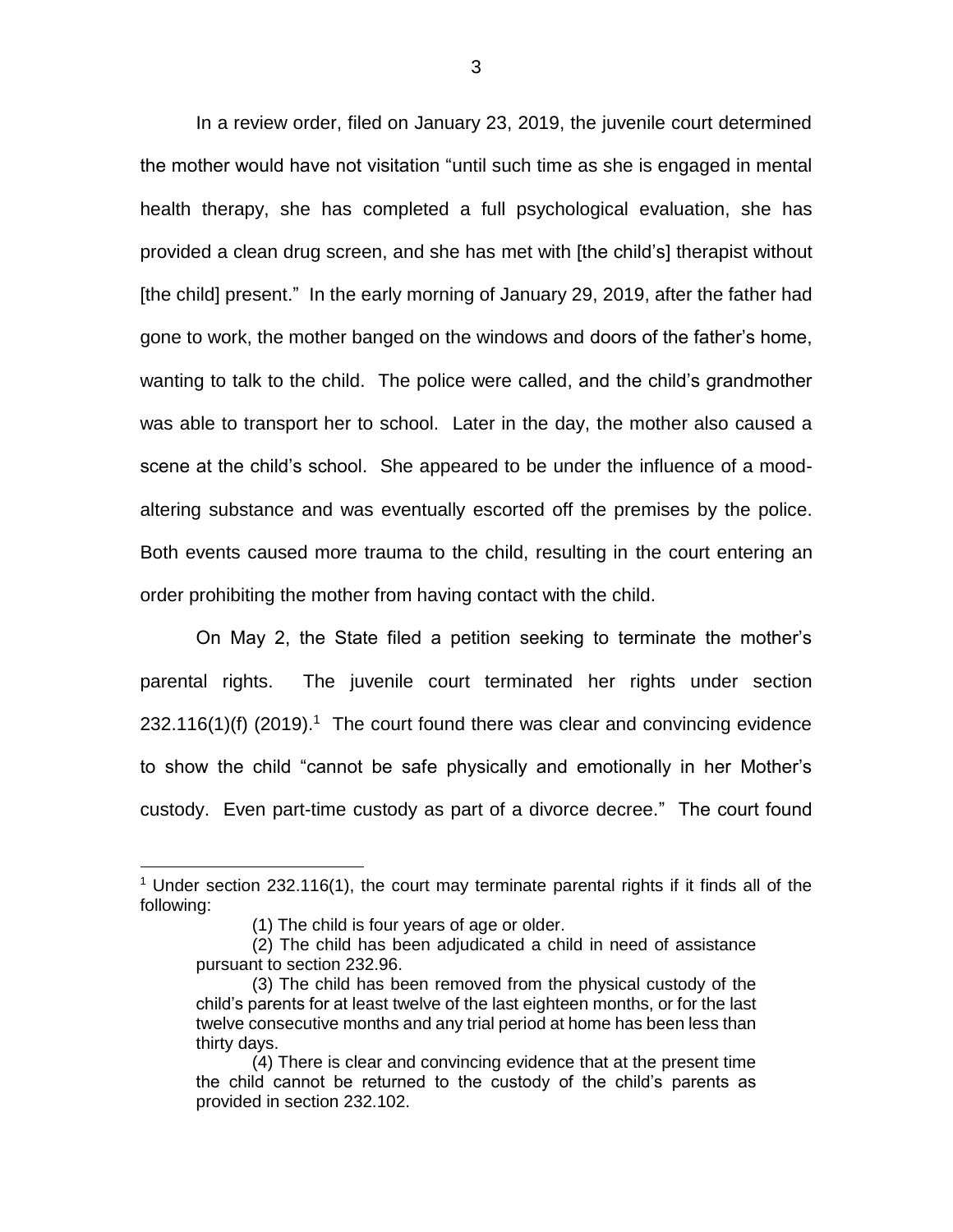In a review order, filed on January 23, 2019, the juvenile court determined the mother would have not visitation "until such time as she is engaged in mental health therapy, she has completed a full psychological evaluation, she has provided a clean drug screen, and she has met with [the child's] therapist without [the child] present." In the early morning of January 29, 2019, after the father had gone to work, the mother banged on the windows and doors of the father's home, wanting to talk to the child. The police were called, and the child's grandmother was able to transport her to school. Later in the day, the mother also caused a scene at the child's school. She appeared to be under the influence of a mood-altering substance and was eventually escorted off the premises by the police. Both events caused more trauma to the child, resulting in the court entering an order prohibiting the mother from having contact with the child.

On May 2, the State filed a petition seeking to terminate the mother's parental rights. The juvenile court terminated her rights under section 232.116(1)(f) (2019).[1] The court found there was clear and convincing evidence to show the child "cannot be safe physically and emotionally in her Mother's custody. Even part-time custody as part of a divorce decree." The court found

---

[1] Under section 232.116(1), the court may terminate parental rights if it finds all of the following:

> (1) The child is four years of age or older.
>
> (2) The child has been adjudicated a child in need of assistance pursuant to section 232.96.
>
> (3) The child has been removed from the physical custody of the child's parents for at least twelve of the last eighteen months, or for the last twelve consecutive months and any trial period at home has been less than thirty days.
>
> (4) There is clear and convincing evidence that at the present time the child cannot be returned to the custody of the child's parents as provided in section 232.102.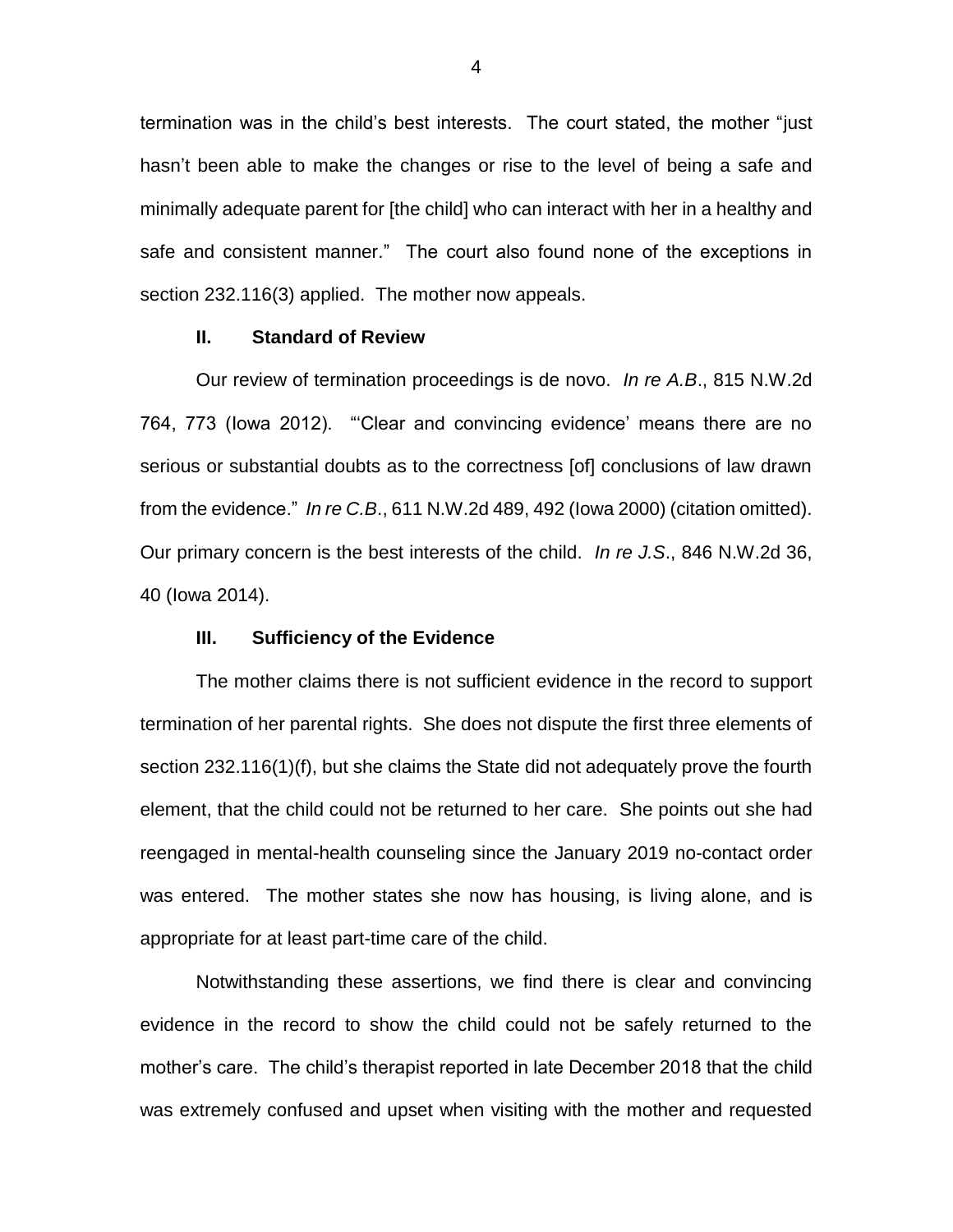termination was in the child's best interests. The court stated, the mother "just hasn't been able to make the changes or rise to the level of being a safe and minimally adequate parent for [the child] who can interact with her in a healthy and safe and consistent manner." The court also found none of the exceptions in section 232.116(3) applied. The mother now appeals.

## II. Standard of Review

Our review of termination proceedings is de novo. *In re A.B*., 815 N.W.2d 764, 773 (Iowa 2012). "'Clear and convincing evidence' means there are no serious or substantial doubts as to the correctness [of] conclusions of law drawn from the evidence." *In re C.B*., 611 N.W.2d 489, 492 (Iowa 2000) (citation omitted). Our primary concern is the best interests of the child. *In re J.S*., 846 N.W.2d 36, 40 (Iowa 2014).

## III. Sufficiency of the Evidence

The mother claims there is not sufficient evidence in the record to support termination of her parental rights. She does not dispute the first three elements of section 232.116(1)(f), but she claims the State did not adequately prove the fourth element, that the child could not be returned to her care. She points out she had reengaged in mental-health counseling since the January 2019 no-contact order was entered. The mother states she now has housing, is living alone, and is appropriate for at least part-time care of the child.

Notwithstanding these assertions, we find there is clear and convincing evidence in the record to show the child could not be safely returned to the mother's care. The child's therapist reported in late December 2018 that the child was extremely confused and upset when visiting with the mother and requested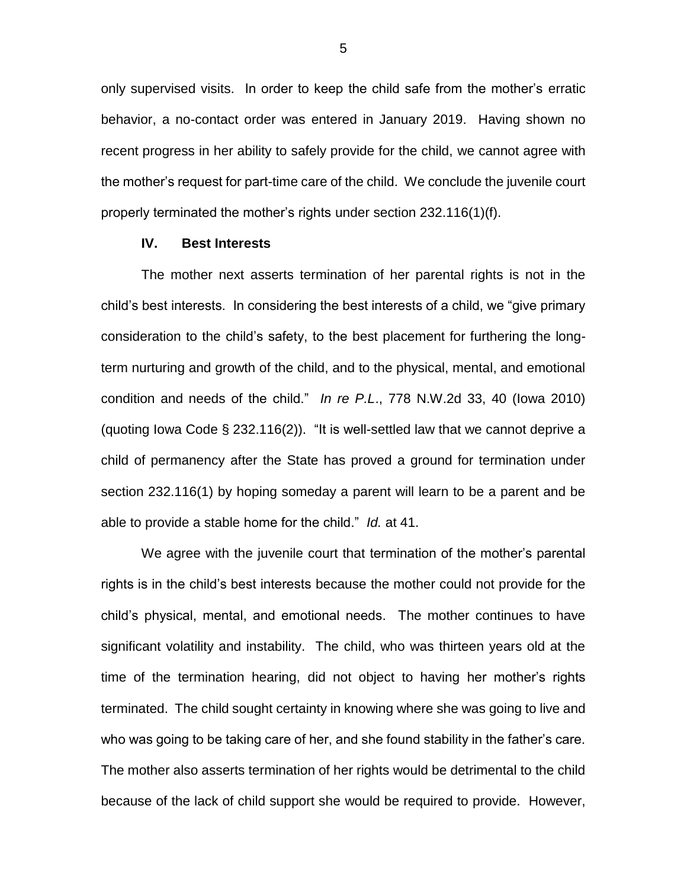only supervised visits. In order to keep the child safe from the mother's erratic behavior, a no-contact order was entered in January 2019. Having shown no recent progress in her ability to safely provide for the child, we cannot agree with the mother's request for part-time care of the child. We conclude the juvenile court properly terminated the mother's rights under section 232.116(1)(f).

## IV. Best Interests

The mother next asserts termination of her parental rights is not in the child's best interests. In considering the best interests of a child, we "give primary consideration to the child's safety, to the best placement for furthering the long-term nurturing and growth of the child, and to the physical, mental, and emotional condition and needs of the child." *In re P.L.*, 778 N.W.2d 33, 40 (Iowa 2010) (quoting Iowa Code § 232.116(2)). "It is well-settled law that we cannot deprive a child of permanency after the State has proved a ground for termination under section 232.116(1) by hoping someday a parent will learn to be a parent and be able to provide a stable home for the child." *Id.* at 41.

We agree with the juvenile court that termination of the mother's parental rights is in the child's best interests because the mother could not provide for the child's physical, mental, and emotional needs. The mother continues to have significant volatility and instability. The child, who was thirteen years old at the time of the termination hearing, did not object to having her mother's rights terminated. The child sought certainty in knowing where she was going to live and who was going to be taking care of her, and she found stability in the father's care. The mother also asserts termination of her rights would be detrimental to the child because of the lack of child support she would be required to provide. However,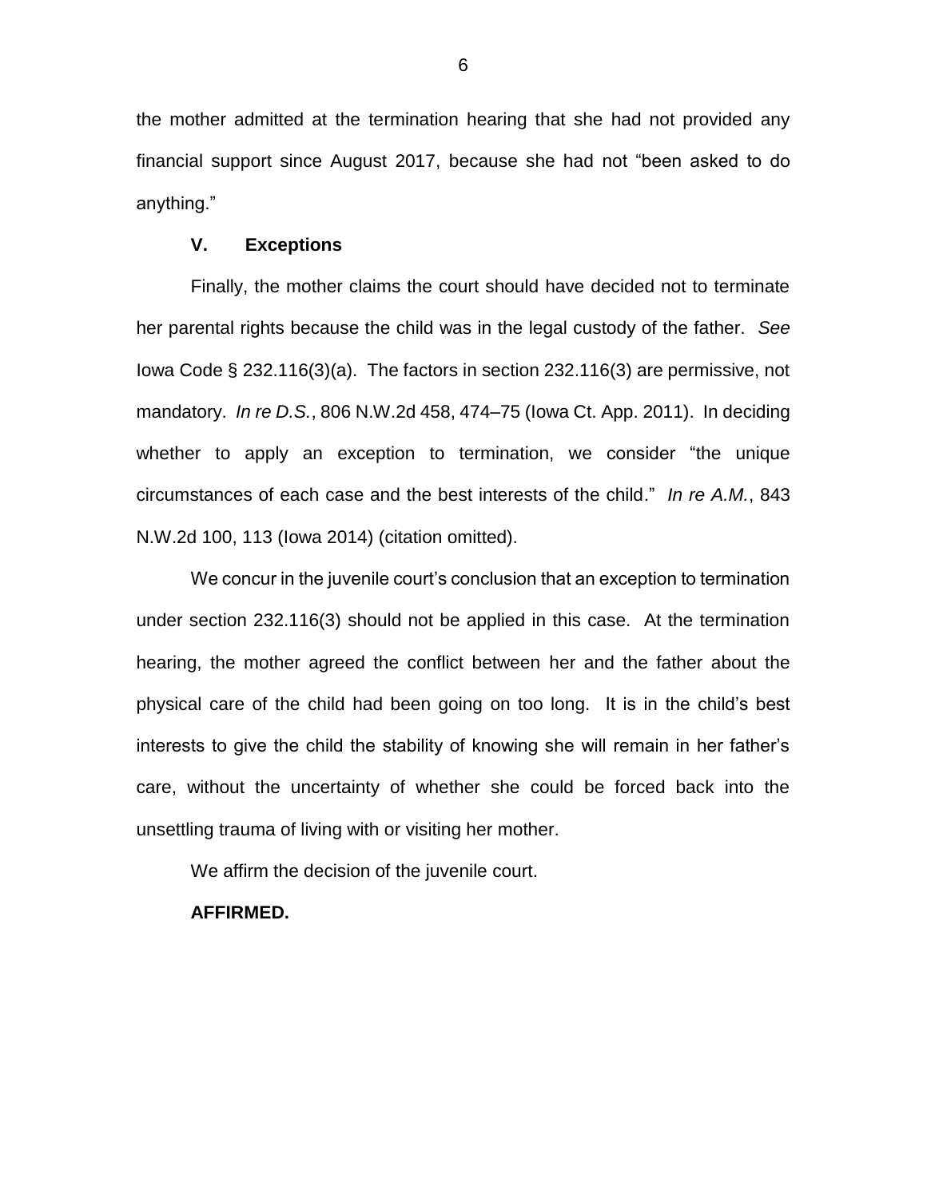the mother admitted at the termination hearing that she had not provided any financial support since August 2017, because she had not "been asked to do anything."

## V. Exceptions

Finally, the mother claims the court should have decided not to terminate her parental rights because the child was in the legal custody of the father. *See* Iowa Code § 232.116(3)(a). The factors in section 232.116(3) are permissive, not mandatory. *In re D.S.*, 806 N.W.2d 458, 474–75 (Iowa Ct. App. 2011). In deciding whether to apply an exception to termination, we consider "the unique circumstances of each case and the best interests of the child." *In re A.M.*, 843 N.W.2d 100, 113 (Iowa 2014) (citation omitted).

We concur in the juvenile court's conclusion that an exception to termination under section 232.116(3) should not be applied in this case. At the termination hearing, the mother agreed the conflict between her and the father about the physical care of the child had been going on too long. It is in the child's best interests to give the child the stability of knowing she will remain in her father's care, without the uncertainty of whether she could be forced back into the unsettling trauma of living with or visiting her mother.

We affirm the decision of the juvenile court.

**AFFIRMED.**